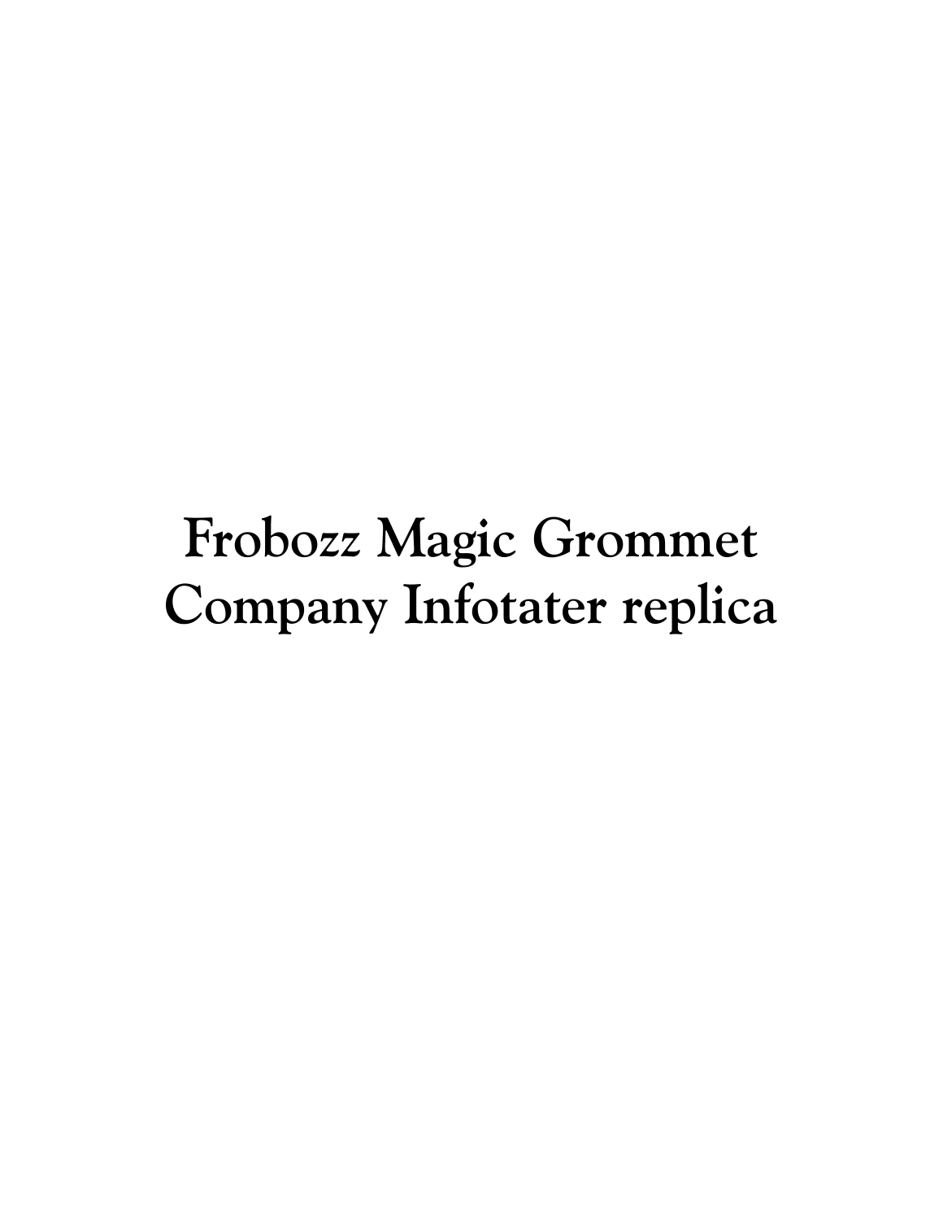# Frobozz Magic Grommet Company Infotater replica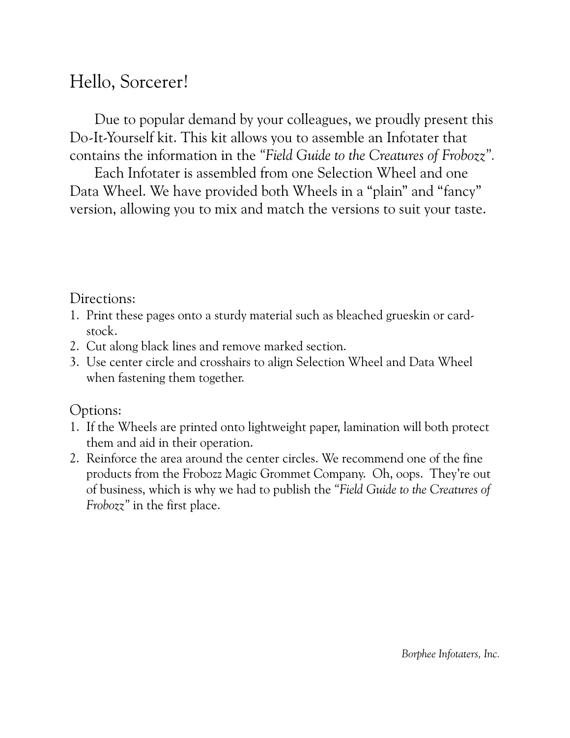# Hello, Sorcerer!

Due to popular demand by your colleagues, we proudly present this Do-It-Yourself kit. This kit allows you to assemble an Infotater that contains the information in the *"Field Guide to the Creatures of Frobozz"*.

Each Infotater is assembled from one Selection Wheel and one Data Wheel. We have provided both Wheels in a "plain" and "fancy" version, allowing you to mix and match the versions to suit your taste.

## Directions:

1. Print these pages onto a sturdy material such as bleached grueskin or card-stock.
2. Cut along black lines and remove marked section.
3. Use center circle and crosshairs to align Selection Wheel and Data Wheel when fastening them together.

## Options:

1. If the Wheels are printed onto lightweight paper, lamination will both protect them and aid in their operation.
2. Reinforce the area around the center circles. We recommend one of the fine products from the Frobozz Magic Grommet Company. Oh, oops. They're out of business, which is why we had to publish the *"Field Guide to the Creatures of Frobozz"* in the first place.

*Borphee Infotaters, Inc.*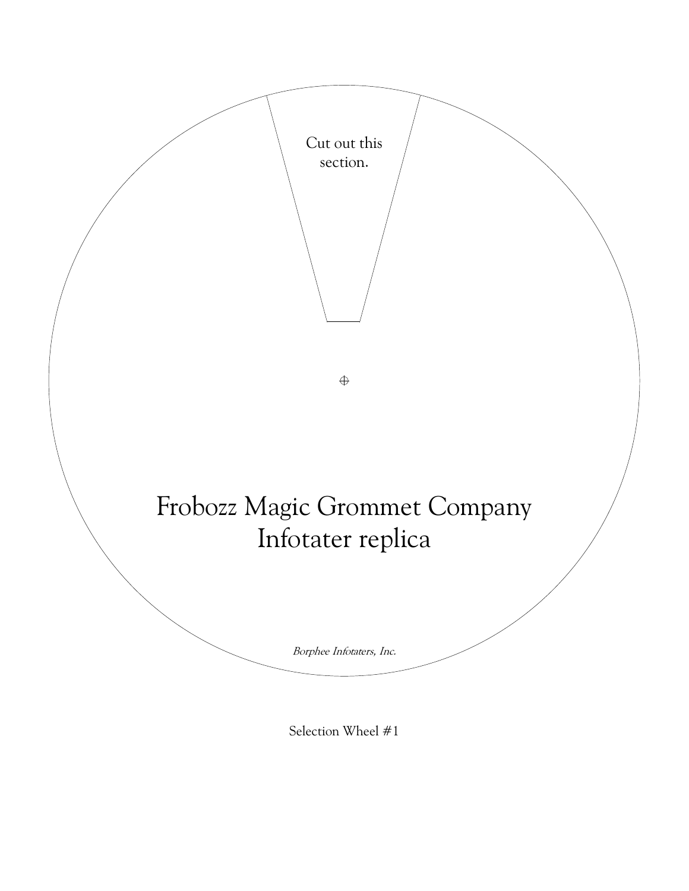Cut out this section.

Frobozz Magic Grommet Company
Infotater replica

*Borphee Infotaters, Inc.*

Selection Wheel #1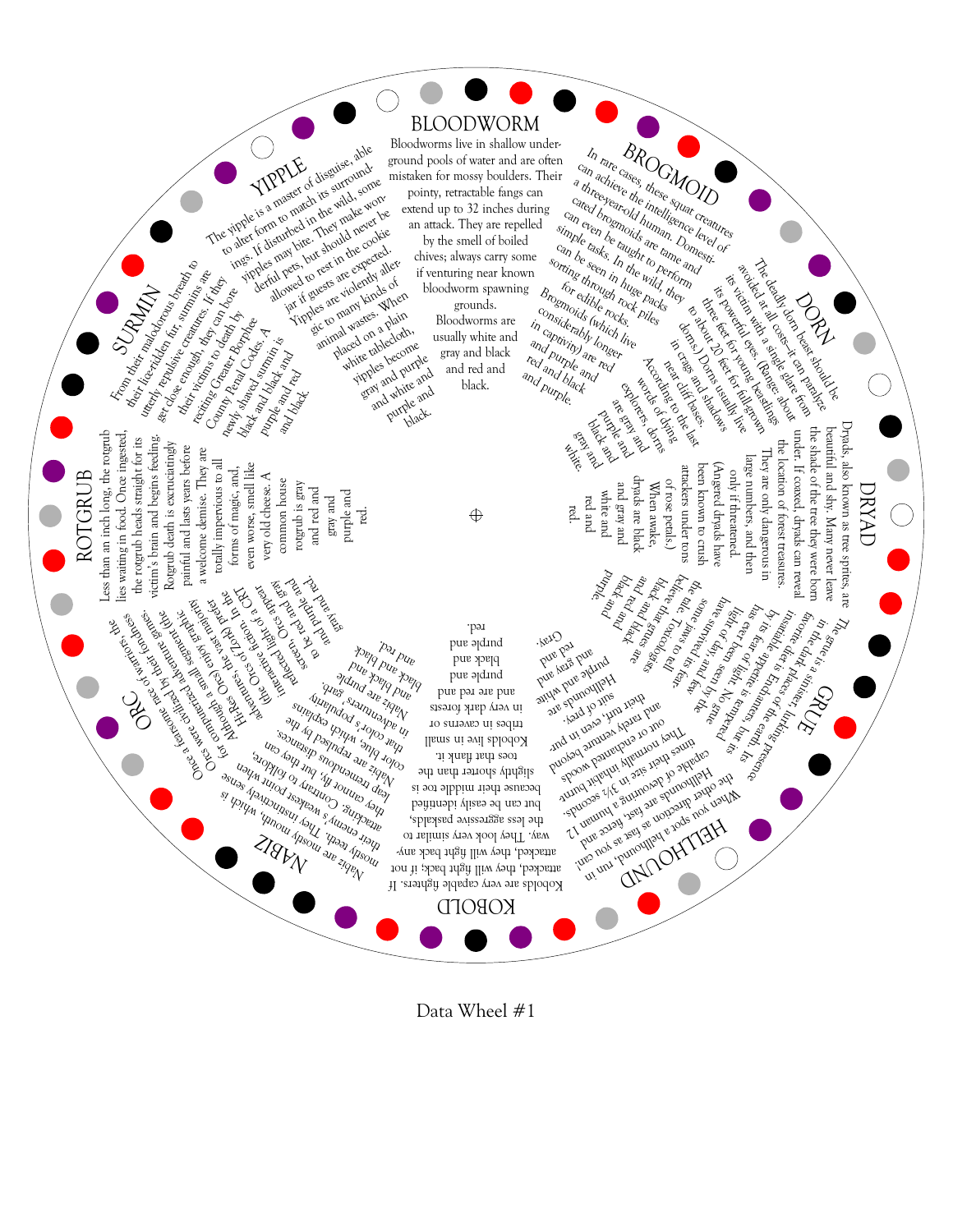## BLOODWORM

Bloodworms live in shallow underground pools of water and are often mistaken for mossy boulders. Their pointy, retractable fangs can extend up to 32 inches during an attack. They are repelled by the smell of boiled chives; always carry some if venturing near known bloodworm spawning grounds. Bloodworms are usually white and gray and black and red and black.

## BROGMOID

In rare cases, these squat creatures can achieve the intelligence level of a three-year-old human. Domesticated brogmoids are tame and can even be taught to perform simple tasks. In the wild, they can be seen in huge packs sorting through rock piles for edible rocks. Brogmoids (which live considerably longer in captivity) are red and purple and red and black and purple.

## DORN

The deadly dorn beast should be avoided at all costs—it can paralyze its victim with a single glare from its powerful eyes. (Range: about three feet for young beastings to about 20 feet for full-grown dorns.) Dorns usually live in crags and shadows near cliff bases. According to the last words of dying explorers, dorns are gray and purple and black and gray and white.

## DRYAD

Dryads, also known as tree sprites, are beautiful and shy. Many never leave the shade of the tree they were born under. If coaxed, dryads can reveal the location of forest treasures. They are only dangerous in large numbers, and then only if threatened. (Angered dryads have been known to crush attackers under tons of rose petals.) When awake, dryads are black and gray and white and red and red.

## GRUE

The grue is a sinister, lurking presence in the dark places of the earth. Its favorite diet is Enchanters, but its insatiable appetite is tempered by its fear of light. No grue has ever been seen by the light of day, and few have survived its fearsome jaws to tell the tale. Toxicologists believe that grues are black and black and red and black and black and purple.

## HELLHOUND

When you spot a hellhound, run in the other direction as fast as you can! Hellhounds are fast, fierce and capable of devouring a human 12 times their size in 3½ seconds. They normally inhabit burned out or enchanted woods and rarely venture beyond their turf, even in pursuit of prey. Hellhounds are purple and gray and white and red and Gray.

## KOBOLD

Kobolds are very capable fighters. If attacked, they will fight back; if not attacked, they will fight back anyway. They look very similar to the less aggressive paskalds, but can be easily identified because their middle toe is slightly shorter than the toes that flank it. Kobolds live in small tribes in caverns or in very dark forests and are red and purple and black and purple and red.

## NABIZ

Nabiz are mostly mouth, which is mostly teeth. They instinctively sense their enemy's weakest point when attacking. Contrary to folklore, they cannot fly, but they can leap tremendous distances. Nabiz are repulsed by the color blue, which explains that color's popularity in adventurers' garb. Nabiz are purple and black and black and black and red.

## ORC

Once a fearsome race of warriors, the Orcs were civilized by their fondness for computerized adventure games. Although a small segment (the Hi-Res Orcs) enjoy graphic adventures, the vast majority (the Orcs of Zork) prefer interactive fiction. In the reflected light of a CRT screen, Orcs appear to be red and gray and purple and gray and red.

## ROTGRUB

Less than an inch long, the rotgrub lies waiting in food. Once ingested, the rotgrub heads straight for its victim's brain and begins feeding. Rotgrub death is excruciatingly painful and lasts years before a welcome demise. They are totally impervious to all forms of magic, and, even worse, smell like very old cheese. A common house rotgrub is gray and red and red and gray and purple and red.

## SURMIN

From their malodorous breath to their lice-ridden fur, surmins are utterly repulsive creatures. If they get close enough, they can bore their victims to death by reciting Greater Borphee County Penal Codes. A newly shaved surmin is black and black and red and purple and red and black.

## YIPPLE

The yipple is a master of disguise, able to alter form to match its surroundings. If disturbed in the wild, some yipples may bite. They make wonderful pets, but should never be allowed to rest in the cookie jar if guests are expected. Yipples are violently allergic to many kinds of animal wastes. When placed on a plain white tablecloth, yipples become gray and purple and white and purple and black.

Data Wheel #1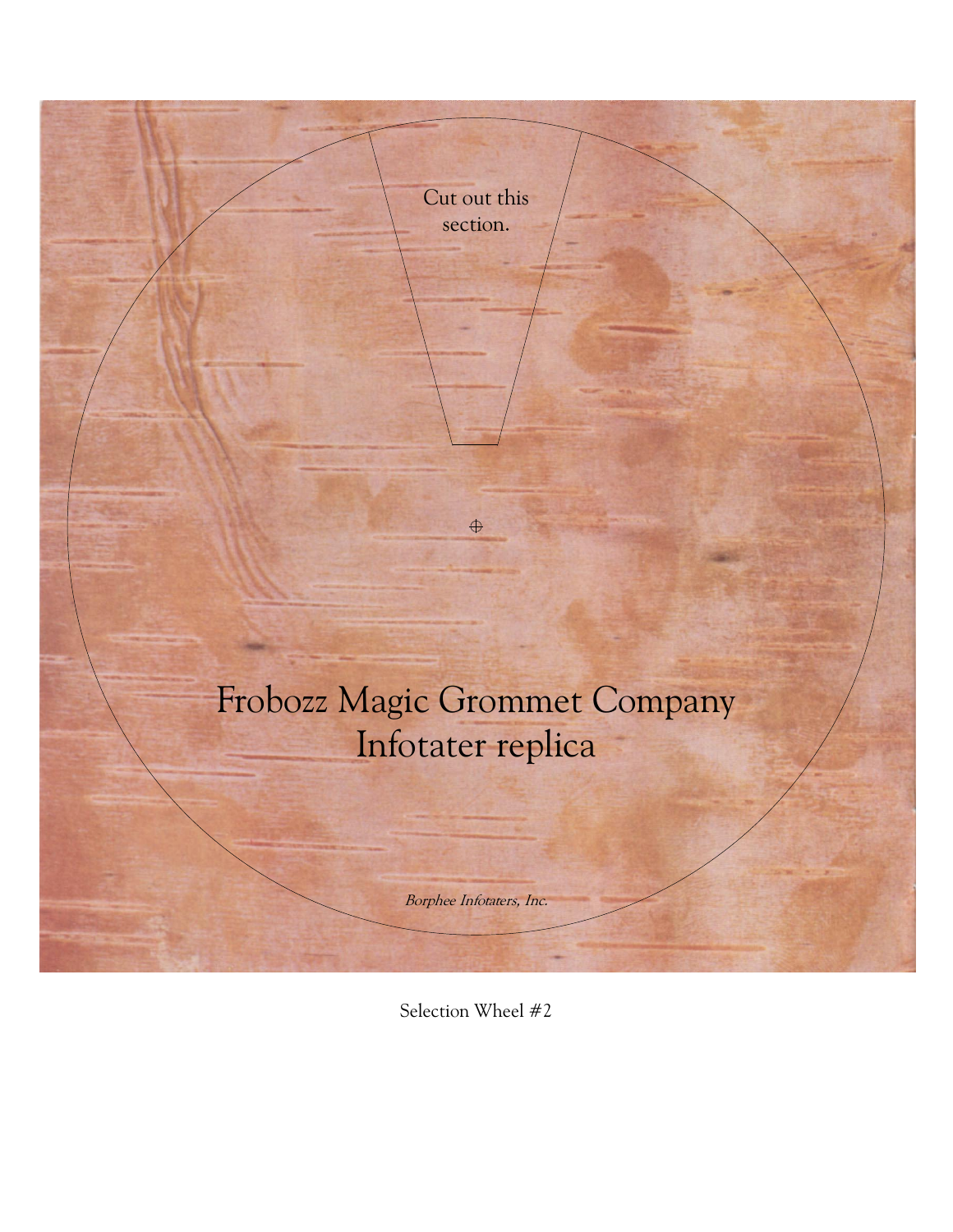Cut out this section.

Frobozz Magic Grommet Company
Infotater replica

*Borphee Infotaters, Inc.*

Selection Wheel #2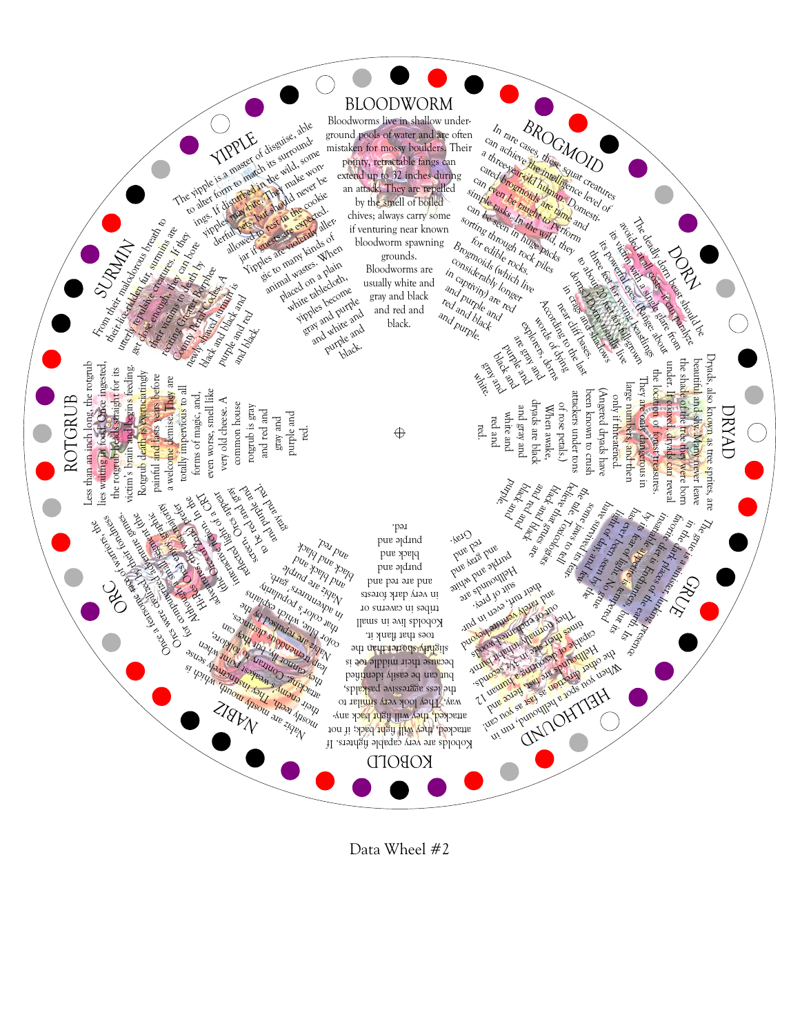## BLOODWORM

Bloodworms live in shallow underground pools of water and are often mistaken for mossy boulders. Their pointy, retractable fangs can extend up to 32 inches during an attack. They are repelled by the smell of boiled chives; always carry some if venturing near known bloodworm spawning grounds. Bloodworms are usually white and gray and black and red and black.

## BROGMOID

In rare cases, these squat creatures can achieve the intelligence level of a three-year-old human. Domesticated brogmoids are tame and can even be taught to perform simple tasks. In the wild, they can be seen in huge packs sorting through rock piles for edible rocks. Brogmoids (which live considerably longer in captivity) are red and purple and red and black and purple.

## DORN

The deadly dorn beast should be avoided at all costs. It can paralyze its victims with a single glare from its powerful eyes (range: about three feet for young beastlings to about 20 feet for full-grown dorns). Dorns usually live in crags and shadows near cliff bases. According to the last words of dying explorers, dorns are gray and purple and black and gray and white.

## DRYAD

Dryads, also known as tree sprites, are beautiful and shy. Many never leave the shade of the tree they were born under. If coaxed, dryads can reveal the location of hidden treasures. They are only dangerous in large numbers, and then only if threatened. (Angered dryads have been known to crush attackers under tons of rose petals.) When awake, dryads are black and gray and white and red and red.

## GRUE

The grue is a sinister, lurking presence in the dark places of the earth. Its favorite diet is Enchanters, but its insatiable appetite is tempered by its fear of light. No grue has ever been seen by the light of day, and few have survived its fearsome jaws to tell the tale. Toxicologists believe that grues are black and red and black and black and purple.

## HELLHOUND

When you spot a hellhound, run in the other direction as fast as you can! Hellhounds are fast, fierce and capable of devouring a human 12 times their size in 3.2 seconds. They normally inhabit woods and rarely venture beyond their turf, even in pursuit of prey. Hellhounds are purple and white and gray and red and Gray.

## KOBOLD

Kobolds are very capable fighters. If attacked, they will fight back; if not attacked, they will fight back anyway. They look very similar to the less aggressive paskalds, but can be easily identified because their middle toe is slightly shorter than the toes that flank it. Kobolds live in small tribes in caverns or in very dark forests and are red and purple and black and purple and red.

## NABIZ

Nabiz are mostly mouth, which is mostly teeth. They instinctively sense their enemy's weakest point when attacking. Contrary to folklore, they cannot fly, but they can leap tremendous distances. Nabiz are repulsed by the color blue, which explains that color's popularity in adventurers' garb. Nabiz are purple and black and black and black and red.

## ORC

Once a fearsome race of warriors, the Orcs were civilized by their fondness for computerized fantasy games. Although Orcs still inhabit the Hinterlands (the sparsely populated regions of the Zork world) the majority prefer to reside in the flickering light of a CRT screen. Orcs appear to be red and gray and purple and gray and red.

## ROTGRUB

Less than an inch long, the rotgrub lies waiting in food. Once ingested, the rotgrub heads straight for its victim's brain and begins feeding. Rotgrub death is excruciatingly painful and lasts years before a welcome demise. They are totally impervious to all forms of magic, and, even worse, smell like very old cheese. A common house rotgrub is gray and red and gray and purple and red.

## SURMIN

From their malodorous breath to their lice-ridden fur, surmins are utterly repulsive creatures. If they get close enough, they can bore their victims to death by reciting Greater Borphee County Pencil Codes. A newly shaved surmin is black and black and red purple and red and black.

## YIPPLE

The yipple is a master of disguise, able to alter form to match its surroundings. If disturbed in the wild, some yipples may bite. They make wonderful pets, but should never be allowed to rest in the cookie jar if guests are expected. Yipples are violently allergic to many kinds of animal wastes. When placed on a plain white tablecloth, yipples become gray and purple and white and purple and black.

Data Wheel #2